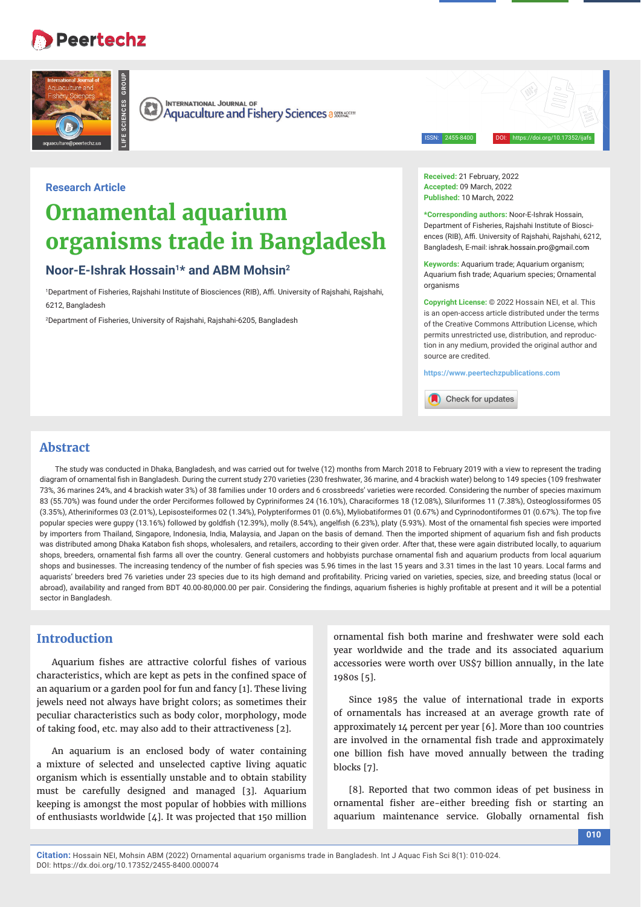Research Article

# Ornamental aquarium organisms trade in Bangladesh

**Noor-E-Ishrak Hossain[1]* and ABM Mohsin[2]**

[1]Department of Fisheries, Rajshahi Institute of Biosciences (RIB), Affi. University of Rajshahi, Rajshahi, 6212, Bangladesh

[2]Department of Fisheries, University of Rajshahi, Rajshahi-6205, Bangladesh

**Received:** 21 February, 2022
**Accepted:** 09 March, 2022
**Published:** 10 March, 2022

***Corresponding authors:** Noor-E-Ishrak Hossain, Department of Fisheries, Rajshahi Institute of Biosciences (RIB), Affi. University of Rajshahi, Rajshahi, 6212, Bangladesh, E-mail: ishrak.hossain.pro@gmail.com

**Keywords:** Aquarium trade; Aquarium organism; Aquarium fish trade; Aquarium species; Ornamental organisms

**Copyright License:** © 2022 Hossain NEI, et al. This is an open-access article distributed under the terms of the Creative Commons Attribution License, which permits unrestricted use, distribution, and reproduction in any medium, provided the original author and source are credited.

https://www.peertechzpublications.com

## Abstract

The study was conducted in Dhaka, Bangladesh, and was carried out for twelve (12) months from March 2018 to February 2019 with a view to represent the trading diagram of ornamental fish in Bangladesh. During the current study 270 varieties (230 freshwater, 36 marine, and 4 brackish water) belong to 149 species (109 freshwater 73%, 36 marines 24%, and 4 brackish water 3%) of 38 families under 10 orders and 6 crossbreeds' varieties were recorded. Considering the number of species maximum 83 (55.70%) was found under the order Perciformes followed by Cypriniformes 24 (16.10%), Characiformes 18 (12.08%), Siluriformes 11 (7.38%), Osteoglossiformes 05 (3.35%), Atheriniformes 03 (2.01%), Lepisosteiformes 02 (1.34%), Polypteriformes 01 (0.6%), Myliobatiformes 01 (0.67%) and Cyprinodontiformes 01 (0.67%). The top five popular species were guppy (13.16%) followed by goldfish (12.39%), molly (8.54%), angelfish (6.23%), platy (5.93%). Most of the ornamental fish species were imported by importers from Thailand, Singapore, Indonesia, India, Malaysia, and Japan on the basis of demand. Then the imported shipment of aquarium fish and fish products was distributed among Dhaka Katabon fish shops, wholesalers, and retailers, according to their given order. After that, these were again distributed locally, to aquarium shops, breeders, ornamental fish farms all over the country. General customers and hobbyists purchase ornamental fish and aquarium products from local aquarium shops and businesses. The increasing tendency of the number of fish species was 5.96 times in the last 15 years and 3.31 times in the last 10 years. Local farms and aquarists' breeders bred 76 varieties under 23 species due to its high demand and profitability. Pricing varied on varieties, species, size, and breeding status (local or abroad), availability and ranged from BDT 40.00-80,000.00 per pair. Considering the findings, aquarium fisheries is highly profitable at present and it will be a potential sector in Bangladesh.

## Introduction

Aquarium fishes are attractive colorful fishes of various characteristics, which are kept as pets in the confined space of an aquarium or a garden pool for fun and fancy [1]. These living jewels need not always have bright colors; as sometimes their peculiar characteristics such as body color, morphology, mode of taking food, etc. may also add to their attractiveness [2].

An aquarium is an enclosed body of water containing a mixture of selected and unselected captive living aquatic organism which is essentially unstable and to obtain stability must be carefully designed and managed [3]. Aquarium keeping is amongst the most popular of hobbies with millions of enthusiasts worldwide [4]. It was projected that 150 million ornamental fish both marine and freshwater were sold each year worldwide and the trade and its associated aquarium accessories were worth over US$7 billion annually, in the late 1980s [5].

Since 1985 the value of international trade in exports of ornamentals has increased at an average growth rate of approximately 14 percent per year [6]. More than 100 countries are involved in the ornamental fish trade and approximately one billion fish have moved annually between the trading blocks [7].

[8]. Reported that two common ideas of pet business in ornamental fisher are-either breeding fish or starting an aquarium maintenance service. Globally ornamental fish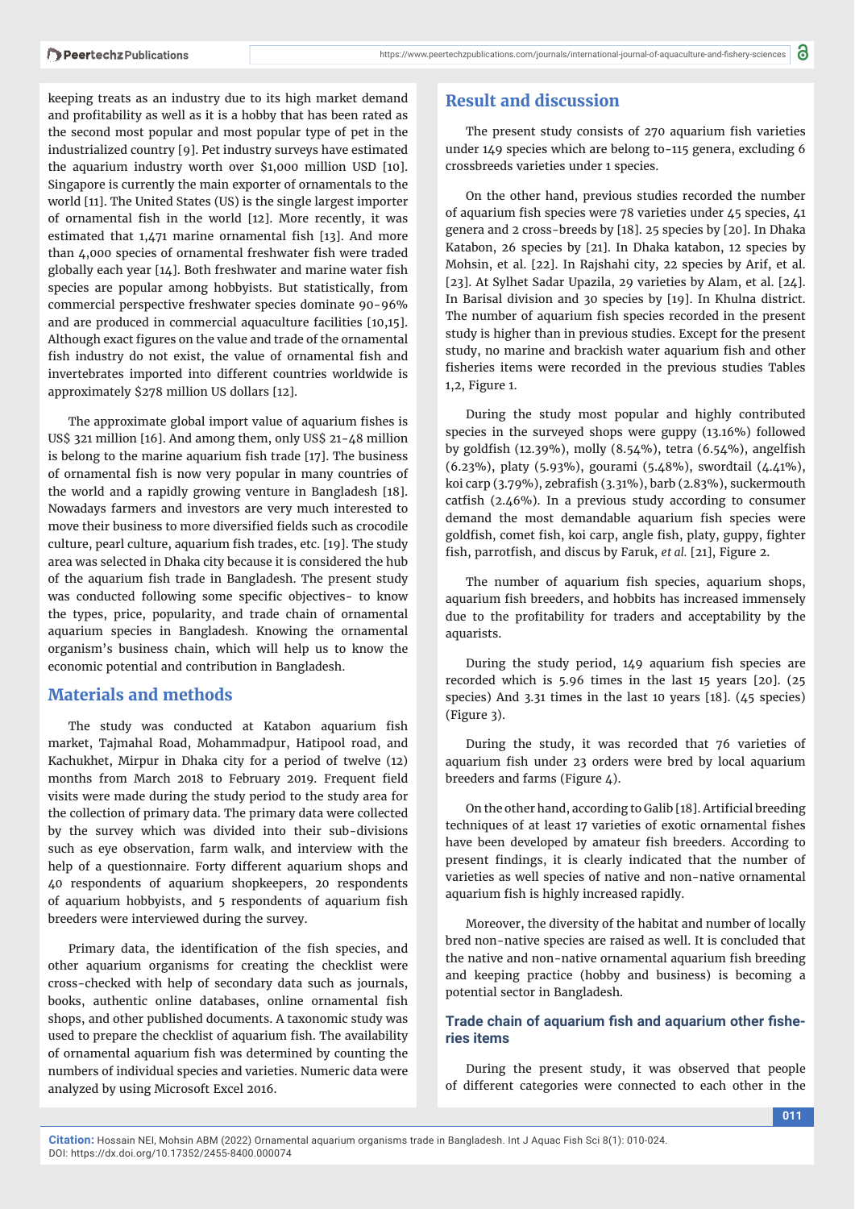keeping treats as an industry due to its high market demand and profitability as well as it is a hobby that has been rated as the second most popular and most popular type of pet in the industrialized country [9]. Pet industry surveys have estimated the aquarium industry worth over $1,000 million USD [10]. Singapore is currently the main exporter of ornamentals to the world [11]. The United States (US) is the single largest importer of ornamental fish in the world [12]. More recently, it was estimated that 1,471 marine ornamental fish [13]. And more than 4,000 species of ornamental freshwater fish were traded globally each year [14]. Both freshwater and marine water fish species are popular among hobbyists. But statistically, from commercial perspective freshwater species dominate 90-96% and are produced in commercial aquaculture facilities [10,15]. Although exact figures on the value and trade of the ornamental fish industry do not exist, the value of ornamental fish and invertebrates imported into different countries worldwide is approximately $278 million US dollars [12].

The approximate global import value of aquarium fishes is US$ 321 million [16]. And among them, only US$ 21-48 million is belong to the marine aquarium fish trade [17]. The business of ornamental fish is now very popular in many countries of the world and a rapidly growing venture in Bangladesh [18]. Nowadays farmers and investors are very much interested to move their business to more diversified fields such as crocodile culture, pearl culture, aquarium fish trades, etc. [19]. The study area was selected in Dhaka city because it is considered the hub of the aquarium fish trade in Bangladesh. The present study was conducted following some specific objectives- to know the types, price, popularity, and trade chain of ornamental aquarium species in Bangladesh. Knowing the ornamental organism's business chain, which will help us to know the economic potential and contribution in Bangladesh.

## Materials and methods

The study was conducted at Katabon aquarium fish market, Tajmahal Road, Mohammadpur, Hatipool road, and Kachukhet, Mirpur in Dhaka city for a period of twelve (12) months from March 2018 to February 2019. Frequent field visits were made during the study period to the study area for the collection of primary data. The primary data were collected by the survey which was divided into their sub-divisions such as eye observation, farm walk, and interview with the help of a questionnaire. Forty different aquarium shops and 40 respondents of aquarium shopkeepers, 20 respondents of aquarium hobbyists, and 5 respondents of aquarium fish breeders were interviewed during the survey.

Primary data, the identification of the fish species, and other aquarium organisms for creating the checklist were cross-checked with help of secondary data such as journals, books, authentic online databases, online ornamental fish shops, and other published documents. A taxonomic study was used to prepare the checklist of aquarium fish. The availability of ornamental aquarium fish was determined by counting the numbers of individual species and varieties. Numeric data were analyzed by using Microsoft Excel 2016.

## Result and discussion

The present study consists of 270 aquarium fish varieties under 149 species which are belong to-115 genera, excluding 6 crossbreeds varieties under 1 species.

On the other hand, previous studies recorded the number of aquarium fish species were 78 varieties under 45 species, 41 genera and 2 cross-breeds by [18]. 25 species by [20]. In Dhaka Katabon, 26 species by [21]. In Dhaka katabon, 12 species by Mohsin, et al. [22]. In Rajshahi city, 22 species by Arif, et al. [23]. At Sylhet Sadar Upazila, 29 varieties by Alam, et al. [24]. In Barisal division and 30 species by [19]. In Khulna district. The number of aquarium fish species recorded in the present study is higher than in previous studies. Except for the present study, no marine and brackish water aquarium fish and other fisheries items were recorded in the previous studies Tables 1,2, Figure 1.

During the study most popular and highly contributed species in the surveyed shops were guppy (13.16%) followed by goldfish (12.39%), molly (8.54%), tetra (6.54%), angelfish (6.23%), platy (5.93%), gourami (5.48%), swordtail (4.41%), koi carp (3.79%), zebrafish (3.31%), barb (2.83%), suckermouth catfish (2.46%). In a previous study according to consumer demand the most demandable aquarium fish species were goldfish, comet fish, koi carp, angle fish, platy, guppy, fighter fish, parrotfish, and discus by Faruk, *et al.* [21], Figure 2.

The number of aquarium fish species, aquarium shops, aquarium fish breeders, and hobbits has increased immensely due to the profitability for traders and acceptability by the aquarists.

During the study period, 149 aquarium fish species are recorded which is 5.96 times in the last 15 years [20]. (25 species) And 3.31 times in the last 10 years [18]. (45 species) (Figure 3).

During the study, it was recorded that 76 varieties of aquarium fish under 23 orders were bred by local aquarium breeders and farms (Figure 4).

On the other hand, according to Galib [18]. Artificial breeding techniques of at least 17 varieties of exotic ornamental fishes have been developed by amateur fish breeders. According to present findings, it is clearly indicated that the number of varieties as well species of native and non-native ornamental aquarium fish is highly increased rapidly.

Moreover, the diversity of the habitat and number of locally bred non-native species are raised as well. It is concluded that the native and non-native ornamental aquarium fish breeding and keeping practice (hobby and business) is becoming a potential sector in Bangladesh.

### Trade chain of aquarium fish and aquarium other fisheries items

During the present study, it was observed that people of different categories were connected to each other in the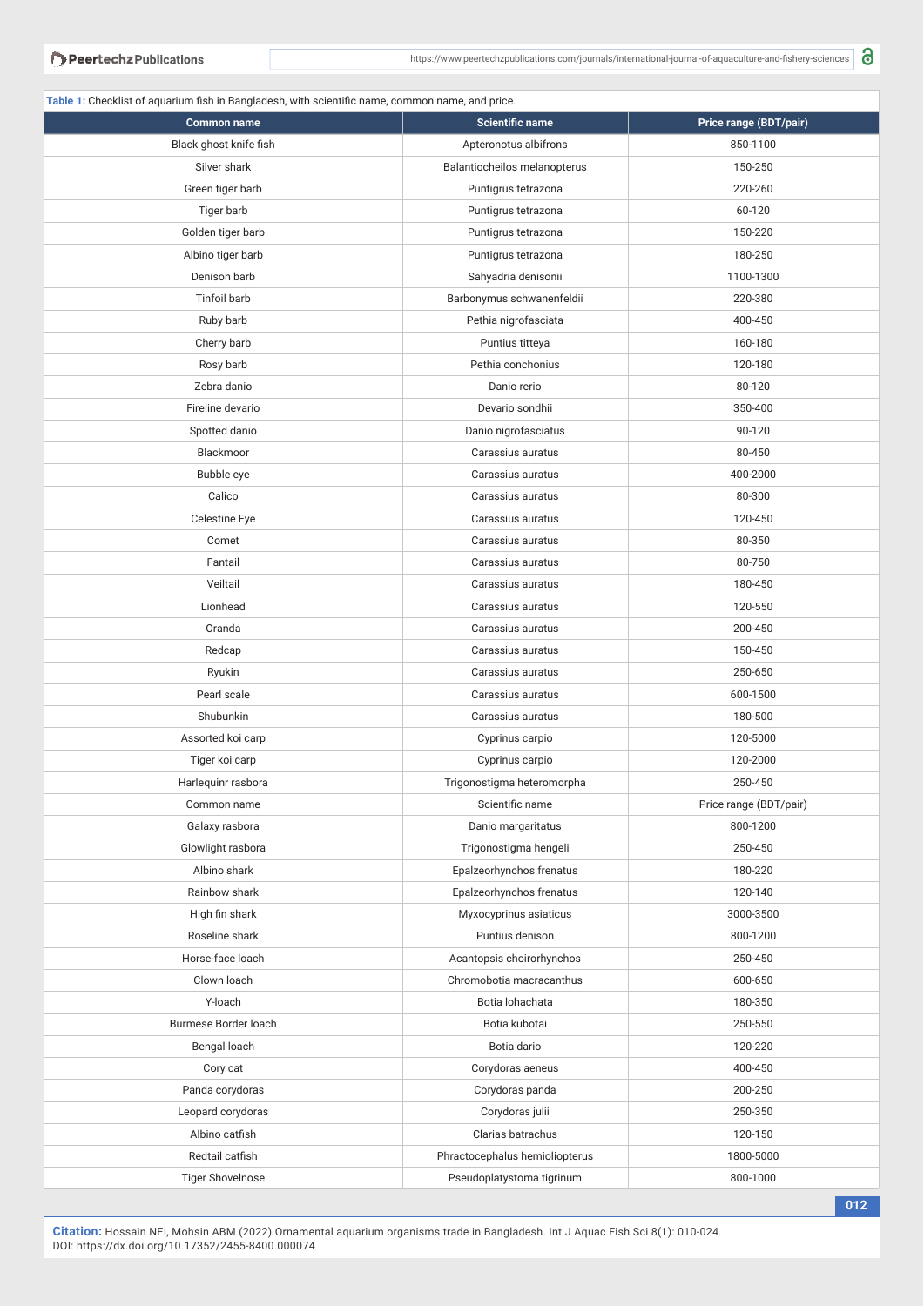**Table 1:** Checklist of aquarium fish in Bangladesh, with scientific name, common name, and price.

| Common name | Scientific name | Price range (BDT/pair) |
|---|---|---|
| Black ghost knife fish | Apteronotus albifrons | 850-1100 |
| Silver shark | Balantiocheilos melanopterus | 150-250 |
| Green tiger barb | Puntigrus tetrazona | 220-260 |
| Tiger barb | Puntigrus tetrazona | 60-120 |
| Golden tiger barb | Puntigrus tetrazona | 150-220 |
| Albino tiger barb | Puntigrus tetrazona | 180-250 |
| Denison barb | Sahyadria denisonii | 1100-1300 |
| Tinfoil barb | Barbonymus schwanenfeldii | 220-380 |
| Ruby barb | Pethia nigrofasciata | 400-450 |
| Cherry barb | Puntius titteya | 160-180 |
| Rosy barb | Pethia conchonius | 120-180 |
| Zebra danio | Danio rerio | 80-120 |
| Fireline devario | Devario sondhii | 350-400 |
| Spotted danio | Danio nigrofasciatus | 90-120 |
| Blackmoor | Carassius auratus | 80-450 |
| Bubble eye | Carassius auratus | 400-2000 |
| Calico | Carassius auratus | 80-300 |
| Celestine Eye | Carassius auratus | 120-450 |
| Comet | Carassius auratus | 80-350 |
| Fantail | Carassius auratus | 80-750 |
| Veiltail | Carassius auratus | 180-450 |
| Lionhead | Carassius auratus | 120-550 |
| Oranda | Carassius auratus | 200-450 |
| Redcap | Carassius auratus | 150-450 |
| Ryukin | Carassius auratus | 250-650 |
| Pearl scale | Carassius auratus | 600-1500 |
| Shubunkin | Carassius auratus | 180-500 |
| Assorted koi carp | Cyprinus carpio | 120-5000 |
| Tiger koi carp | Cyprinus carpio | 120-2000 |
| Harlequinr rasbora | Trigonostigma heteromorpha | 250-450 |
| Common name | Scientific name | Price range (BDT/pair) |
| Galaxy rasbora | Danio margaritatus | 800-1200 |
| Glowlight rasbora | Trigonostigma hengeli | 250-450 |
| Albino shark | Epalzeorhynchos frenatus | 180-220 |
| Rainbow shark | Epalzeorhynchos frenatus | 120-140 |
| High fin shark | Myxocyprinus asiaticus | 3000-3500 |
| Roseline shark | Puntius denison | 800-1200 |
| Horse-face loach | Acantopsis choirorhynchos | 250-450 |
| Clown loach | Chromobotia macracanthus | 600-650 |
| Y-loach | Botia lohachata | 180-350 |
| Burmese Border loach | Botia kubotai | 250-550 |
| Bengal loach | Botia dario | 120-220 |
| Cory cat | Corydoras aeneus | 400-450 |
| Panda corydoras | Corydoras panda | 200-250 |
| Leopard corydoras | Corydoras julii | 250-350 |
| Albino catfish | Clarias batrachus | 120-150 |
| Redtail catfish | Phractocephalus hemioliopterus | 1800-5000 |
| Tiger Shovelnose | Pseudoplatystoma tigrinum | 800-1000 |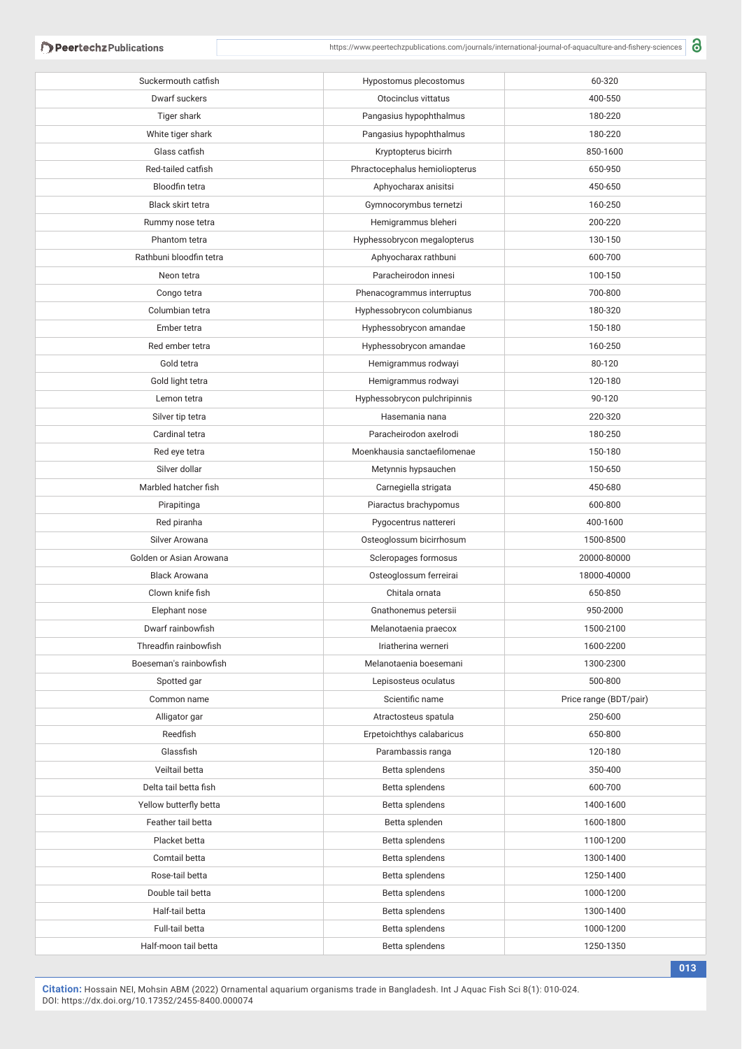| | | |
|---|---|---|
| Suckermouth catfish | Hypostomus plecostomus | 60-320 |
| Dwarf suckers | Otocinclus vittatus | 400-550 |
| Tiger shark | Pangasius hypophthalmus | 180-220 |
| White tiger shark | Pangasius hypophthalmus | 180-220 |
| Glass catfish | Kryptopterus bicirrh | 850-1600 |
| Red-tailed catfish | Phractocephalus hemioliopterus | 650-950 |
| Bloodfin tetra | Aphyocharax anisitsi | 450-650 |
| Black skirt tetra | Gymnocorymbus ternetzi | 160-250 |
| Rummy nose tetra | Hemigrammus bleheri | 200-220 |
| Phantom tetra | Hyphessobrycon megalopterus | 130-150 |
| Rathbuni bloodfin tetra | Aphyocharax rathbuni | 600-700 |
| Neon tetra | Paracheirodon innesi | 100-150 |
| Congo tetra | Phenacogrammus interruptus | 700-800 |
| Columbian tetra | Hyphessobrycon columbianus | 180-320 |
| Ember tetra | Hyphessobrycon amandae | 150-180 |
| Red ember tetra | Hyphessobrycon amandae | 160-250 |
| Gold tetra | Hemigrammus rodwayi | 80-120 |
| Gold light tetra | Hemigrammus rodwayi | 120-180 |
| Lemon tetra | Hyphessobrycon pulchripinnis | 90-120 |
| Silver tip tetra | Hasemania nana | 220-320 |
| Cardinal tetra | Paracheirodon axelrodi | 180-250 |
| Red eye tetra | Moenkhausia sanctaefilomenae | 150-180 |
| Silver dollar | Metynnis hypsauchen | 150-650 |
| Marbled hatcher fish | Carnegiella strigata | 450-680 |
| Pirapitinga | Piaractus brachypomus | 600-800 |
| Red piranha | Pygocentrus nattereri | 400-1600 |
| Silver Arowana | Osteoglossum bicirrhosum | 1500-8500 |
| Golden or Asian Arowana | Scleropages formosus | 20000-80000 |
| Black Arowana | Osteoglossum ferreirai | 18000-40000 |
| Clown knife fish | Chitala ornata | 650-850 |
| Elephant nose | Gnathonemus petersii | 950-2000 |
| Dwarf rainbowfish | Melanotaenia praecox | 1500-2100 |
| Threadfin rainbowfish | Iriatherina werneri | 1600-2200 |
| Boeseman's rainbowfish | Melanotaenia boesemani | 1300-2300 |
| Spotted gar | Lepisosteus oculatus | 500-800 |
| Common name | Scientific name | Price range (BDT/pair) |
| Alligator gar | Atractosteus spatula | 250-600 |
| Reedfish | Erpetoichthys calabaricus | 650-800 |
| Glassfish | Parambassis ranga | 120-180 |
| Veiltail betta | Betta splendens | 350-400 |
| Delta tail betta fish | Betta splendens | 600-700 |
| Yellow butterfly betta | Betta splendens | 1400-1600 |
| Feather tail betta | Betta splenden | 1600-1800 |
| Placket betta | Betta splendens | 1100-1200 |
| Comtail betta | Betta splendens | 1300-1400 |
| Rose-tail betta | Betta splendens | 1250-1400 |
| Double tail betta | Betta splendens | 1000-1200 |
| Half-tail betta | Betta splendens | 1300-1400 |
| Full-tail betta | Betta splendens | 1000-1200 |
| Half-moon tail betta | Betta splendens | 1250-1350 |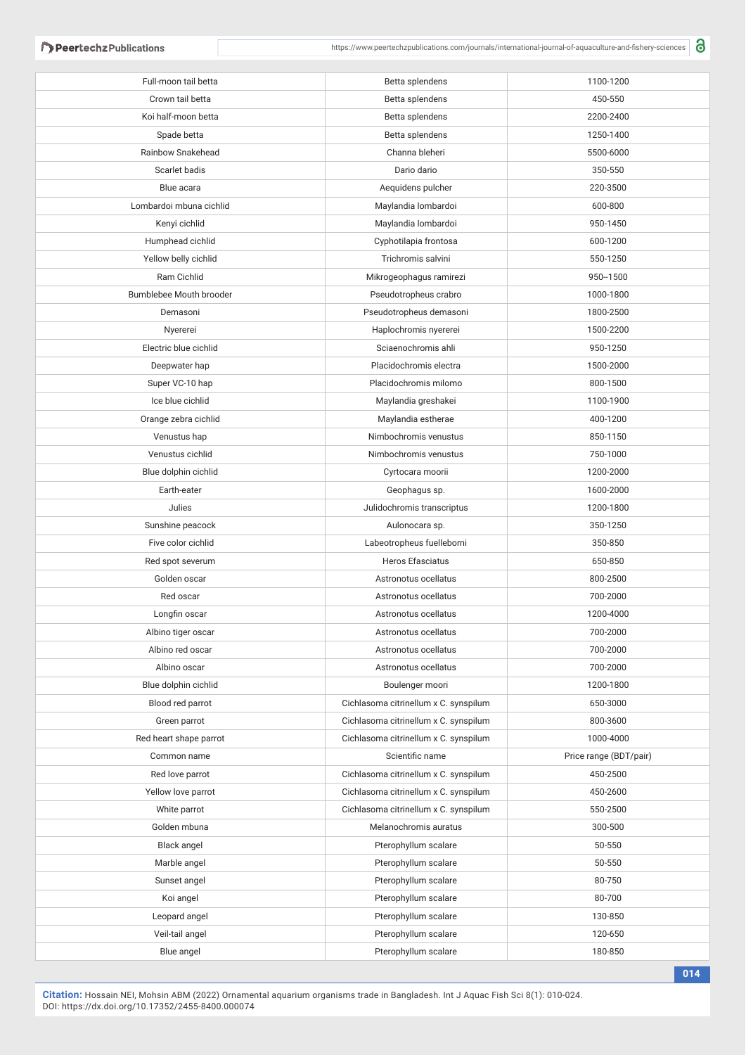| | | |
|---|---|---|
| Full-moon tail betta | Betta splendens | 1100-1200 |
| Crown tail betta | Betta splendens | 450-550 |
| Koi half-moon betta | Betta splendens | 2200-2400 |
| Spade betta | Betta splendens | 1250-1400 |
| Rainbow Snakehead | Channa bleheri | 5500-6000 |
| Scarlet badis | Dario dario | 350-550 |
| Blue acara | Aequidens pulcher | 220-3500 |
| Lombardoi mbuna cichlid | Maylandia lombardoi | 600-800 |
| Kenyi cichlid | Maylandia lombardoi | 950-1450 |
| Humphead cichlid | Cyphotilapia frontosa | 600-1200 |
| Yellow belly cichlid | Trichromis salvini | 550-1250 |
| Ram Cichlid | Mikrogeophagus ramirezi | 950--1500 |
| Bumblebee Mouth brooder | Pseudotropheus crabro | 1000-1800 |
| Demasoni | Pseudotropheus demasoni | 1800-2500 |
| Nyererei | Haplochromis nyererei | 1500-2200 |
| Electric blue cichlid | Sciaenochromis ahli | 950-1250 |
| Deepwater hap | Placidochromis electra | 1500-2000 |
| Super VC-10 hap | Placidochromis milomo | 800-1500 |
| Ice blue cichlid | Maylandia greshakei | 1100-1900 |
| Orange zebra cichlid | Maylandia estherae | 400-1200 |
| Venustus hap | Nimbochromis venustus | 850-1150 |
| Venustus cichlid | Nimbochromis venustus | 750-1000 |
| Blue dolphin cichlid | Cyrtocara moorii | 1200-2000 |
| Earth-eater | Geophagus sp. | 1600-2000 |
| Julies | Julidochromis transcriptus | 1200-1800 |
| Sunshine peacock | Aulonocara sp. | 350-1250 |
| Five color cichlid | Labeotropheus fuelleborni | 350-850 |
| Red spot severum | Heros Efasciatus | 650-850 |
| Golden oscar | Astronotus ocellatus | 800-2500 |
| Red oscar | Astronotus ocellatus | 700-2000 |
| Longfin oscar | Astronotus ocellatus | 1200-4000 |
| Albino tiger oscar | Astronotus ocellatus | 700-2000 |
| Albino red oscar | Astronotus ocellatus | 700-2000 |
| Albino oscar | Astronotus ocellatus | 700-2000 |
| Blue dolphin cichlid | Boulenger moori | 1200-1800 |
| Blood red parrot | Cichlasoma citrinellum x C. synspilum | 650-3000 |
| Green parrot | Cichlasoma citrinellum x C. synspilum | 800-3600 |
| Red heart shape parrot | Cichlasoma citrinellum x C. synspilum | 1000-4000 |
| Common name | Scientific name | Price range (BDT/pair) |
| Red love parrot | Cichlasoma citrinellum x C. synspilum | 450-2500 |
| Yellow love parrot | Cichlasoma citrinellum x C. synspilum | 450-2600 |
| White parrot | Cichlasoma citrinellum x C. synspilum | 550-2500 |
| Golden mbuna | Melanochromis auratus | 300-500 |
| Black angel | Pterophyllum scalare | 50-550 |
| Marble angel | Pterophyllum scalare | 50-550 |
| Sunset angel | Pterophyllum scalare | 80-750 |
| Koi angel | Pterophyllum scalare | 80-700 |
| Leopard angel | Pterophyllum scalare | 130-850 |
| Veil-tail angel | Pterophyllum scalare | 120-650 |
| Blue angel | Pterophyllum scalare | 180-850 |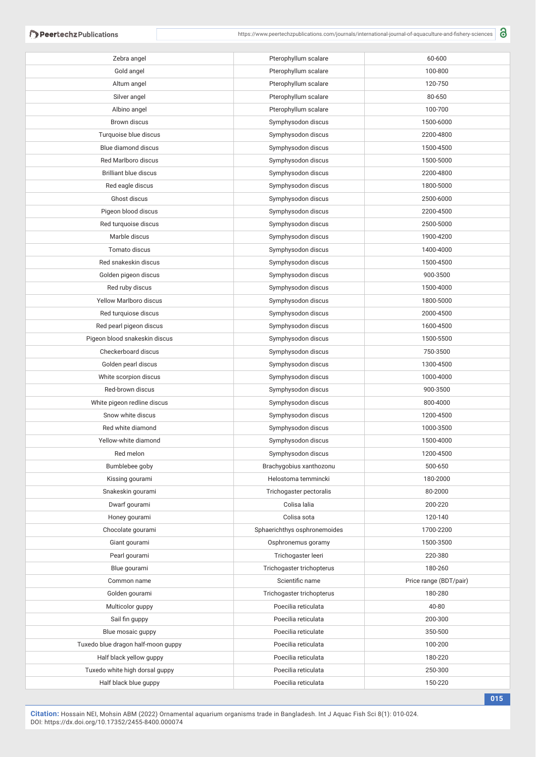| Zebra angel | Pterophyllum scalare | 60-600 |
|---|---|---|
| Gold angel | Pterophyllum scalare | 100-800 |
| Altum angel | Pterophyllum scalare | 120-750 |
| Silver angel | Pterophyllum scalare | 80-650 |
| Albino angel | Pterophyllum scalare | 100-700 |
| Brown discus | Symphysodon discus | 1500-6000 |
| Turquoise blue discus | Symphysodon discus | 2200-4800 |
| Blue diamond discus | Symphysodon discus | 1500-4500 |
| Red Marlboro discus | Symphysodon discus | 1500-5000 |
| Brilliant blue discus | Symphysodon discus | 2200-4800 |
| Red eagle discus | Symphysodon discus | 1800-5000 |
| Ghost discus | Symphysodon discus | 2500-6000 |
| Pigeon blood discus | Symphysodon discus | 2200-4500 |
| Red turquoise discus | Symphysodon discus | 2500-5000 |
| Marble discus | Symphysodon discus | 1900-4200 |
| Tomato discus | Symphysodon discus | 1400-4000 |
| Red snakeskin discus | Symphysodon discus | 1500-4500 |
| Golden pigeon discus | Symphysodon discus | 900-3500 |
| Red ruby discus | Symphysodon discus | 1500-4000 |
| Yellow Marlboro discus | Symphysodon discus | 1800-5000 |
| Red turquiose discus | Symphysodon discus | 2000-4500 |
| Red pearl pigeon discus | Symphysodon discus | 1600-4500 |
| Pigeon blood snakeskin discus | Symphysodon discus | 1500-5500 |
| Checkerboard discus | Symphysodon discus | 750-3500 |
| Golden pearl discus | Symphysodon discus | 1300-4500 |
| White scorpion discus | Symphysodon discus | 1000-4000 |
| Red-brown discus | Symphysodon discus | 900-3500 |
| White pigeon redline discus | Symphysodon discus | 800-4000 |
| Snow white discus | Symphysodon discus | 1200-4500 |
| Red white diamond | Symphysodon discus | 1000-3500 |
| Yellow-white diamond | Symphysodon discus | 1500-4000 |
| Red melon | Symphysodon discus | 1200-4500 |
| Bumblebee goby | Brachygobius xanthozonu | 500-650 |
| Kissing gourami | Helostoma temmincki | 180-2000 |
| Snakeskin gourami | Trichogaster pectoralis | 80-2000 |
| Dwarf gourami | Colisa lalia | 200-220 |
| Honey gourami | Colisa sota | 120-140 |
| Chocolate gourami | Sphaerichthys osphronemoides | 1700-2200 |
| Giant gourami | Osphronemus goramy | 1500-3500 |
| Pearl gourami | Trichogaster leeri | 220-380 |
| Blue gourami | Trichogaster trichopterus | 180-260 |
| Common name | Scientific name | Price range (BDT/pair) |
| Golden gourami | Trichogaster trichopterus | 180-280 |
| Multicolor guppy | Poecilia reticulata | 40-80 |
| Sail fin guppy | Poecilia reticulata | 200-300 |
| Blue mosaic guppy | Poecilia reticulate | 350-500 |
| Tuxedo blue dragon half-moon guppy | Poecilia reticulata | 100-200 |
| Half black yellow guppy | Poecilia reticulata | 180-220 |
| Tuxedo white high dorsal guppy | Poecilia reticulata | 250-300 |
| Half black blue guppy | Poecilia reticulata | 150-220 |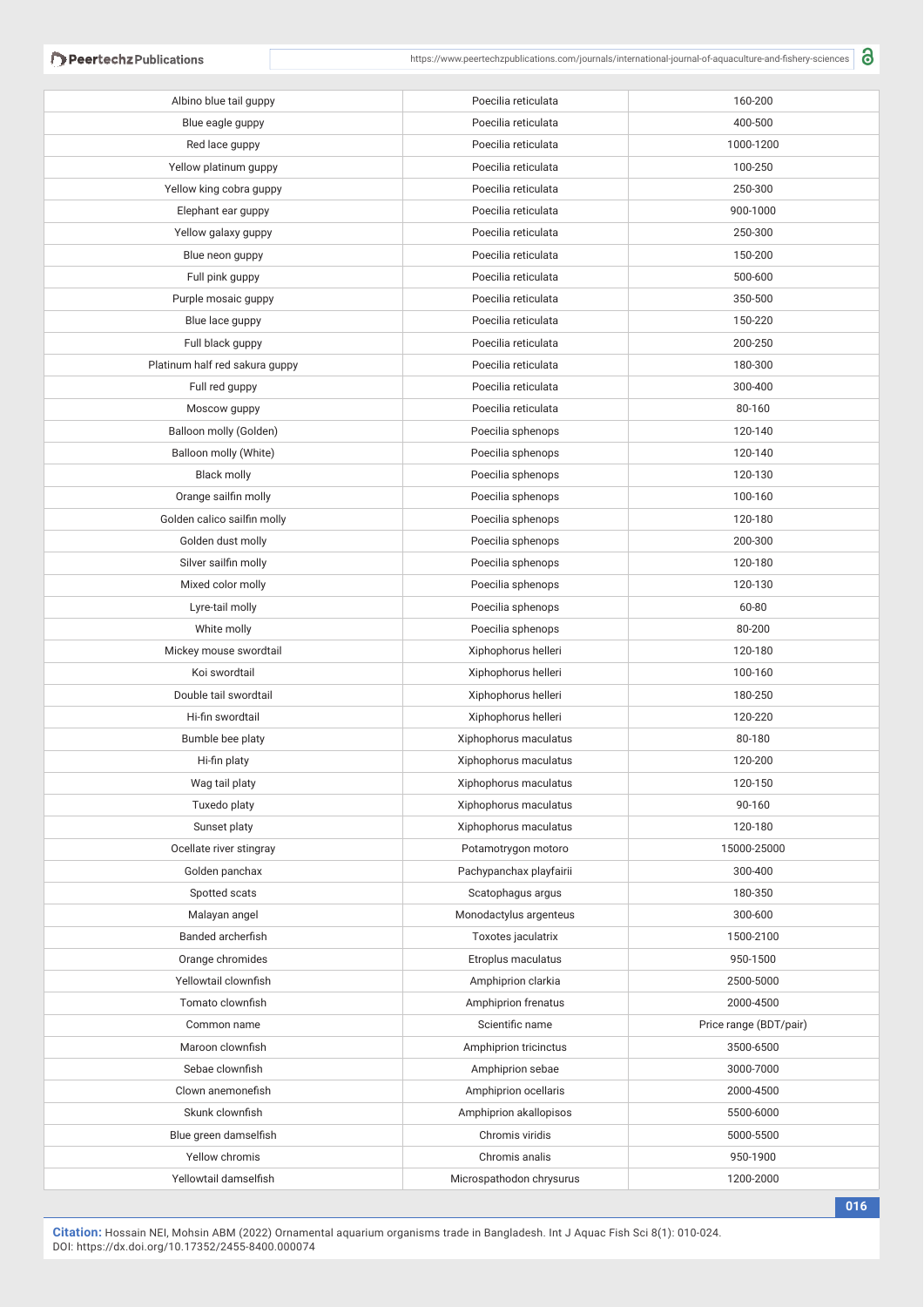| | | |
|---|---|---|
| Albino blue tail guppy | Poecilia reticulata | 160-200 |
| Blue eagle guppy | Poecilia reticulata | 400-500 |
| Red lace guppy | Poecilia reticulata | 1000-1200 |
| Yellow platinum guppy | Poecilia reticulata | 100-250 |
| Yellow king cobra guppy | Poecilia reticulata | 250-300 |
| Elephant ear guppy | Poecilia reticulata | 900-1000 |
| Yellow galaxy guppy | Poecilia reticulata | 250-300 |
| Blue neon guppy | Poecilia reticulata | 150-200 |
| Full pink guppy | Poecilia reticulata | 500-600 |
| Purple mosaic guppy | Poecilia reticulata | 350-500 |
| Blue lace guppy | Poecilia reticulata | 150-220 |
| Full black guppy | Poecilia reticulata | 200-250 |
| Platinum half red sakura guppy | Poecilia reticulata | 180-300 |
| Full red guppy | Poecilia reticulata | 300-400 |
| Moscow guppy | Poecilia reticulata | 80-160 |
| Balloon molly (Golden) | Poecilia sphenops | 120-140 |
| Balloon molly (White) | Poecilia sphenops | 120-140 |
| Black molly | Poecilia sphenops | 120-130 |
| Orange sailfin molly | Poecilia sphenops | 100-160 |
| Golden calico sailfin molly | Poecilia sphenops | 120-180 |
| Golden dust molly | Poecilia sphenops | 200-300 |
| Silver sailfin molly | Poecilia sphenops | 120-180 |
| Mixed color molly | Poecilia sphenops | 120-130 |
| Lyre-tail molly | Poecilia sphenops | 60-80 |
| White molly | Poecilia sphenops | 80-200 |
| Mickey mouse swordtail | Xiphophorus helleri | 120-180 |
| Koi swordtail | Xiphophorus helleri | 100-160 |
| Double tail swordtail | Xiphophorus helleri | 180-250 |
| Hi-fin swordtail | Xiphophorus helleri | 120-220 |
| Bumble bee platy | Xiphophorus maculatus | 80-180 |
| Hi-fin platy | Xiphophorus maculatus | 120-200 |
| Wag tail platy | Xiphophorus maculatus | 120-150 |
| Tuxedo platy | Xiphophorus maculatus | 90-160 |
| Sunset platy | Xiphophorus maculatus | 120-180 |
| Ocellate river stingray | Potamotrygon motoro | 15000-25000 |
| Golden panchax | Pachypanchax playfairii | 300-400 |
| Spotted scats | Scatophagus argus | 180-350 |
| Malayan angel | Monodactylus argenteus | 300-600 |
| Banded archerfish | Toxotes jaculatrix | 1500-2100 |
| Orange chromides | Etroplus maculatus | 950-1500 |
| Yellowtail clownfish | Amphiprion clarkia | 2500-5000 |
| Tomato clownfish | Amphiprion frenatus | 2000-4500 |
| Common name | Scientific name | Price range (BDT/pair) |
| Maroon clownfish | Amphiprion tricinctus | 3500-6500 |
| Sebae clownfish | Amphiprion sebae | 3000-7000 |
| Clown anemonefish | Amphiprion ocellaris | 2000-4500 |
| Skunk clownfish | Amphiprion akallopisos | 5500-6000 |
| Blue green damselfish | Chromis viridis | 5000-5500 |
| Yellow chromis | Chromis analis | 950-1900 |
| Yellowtail damselfish | Microspathodon chrysurus | 1200-2000 |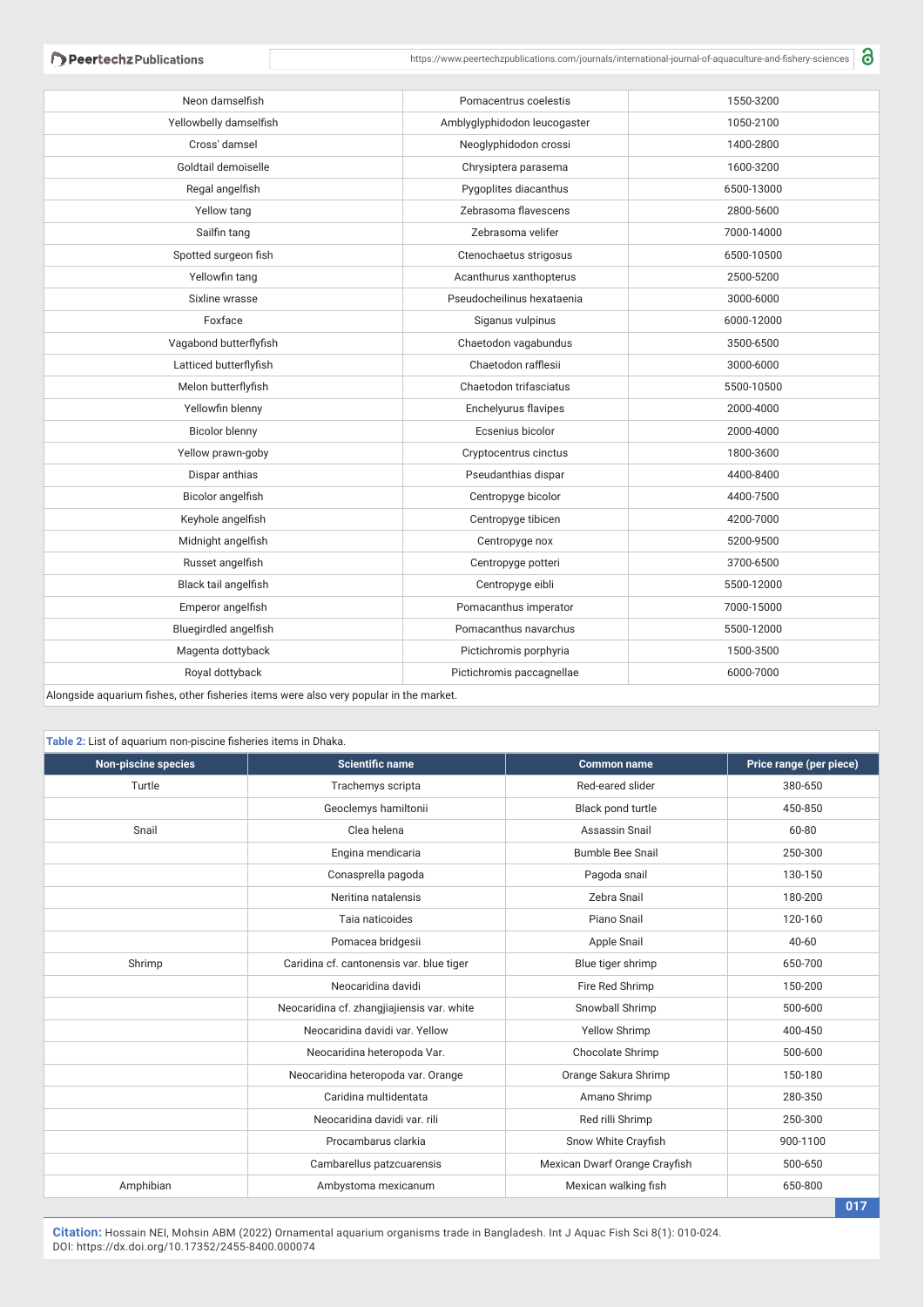| Neon damselfish | Pomacentrus coelestis | 1550-3200 |
|---|---|---|
| Yellowbelly damselfish | Amblyglyphidodon leucogaster | 1050-2100 |
| Cross' damsel | Neoglyphidodon crossi | 1400-2800 |
| Goldtail demoiselle | Chrysiptera parasema | 1600-3200 |
| Regal angelfish | Pygoplites diacanthus | 6500-13000 |
| Yellow tang | Zebrasoma flavescens | 2800-5600 |
| Sailfin tang | Zebrasoma velifer | 7000-14000 |
| Spotted surgeon fish | Ctenochaetus strigosus | 6500-10500 |
| Yellowfin tang | Acanthurus xanthopterus | 2500-5200 |
| Sixline wrasse | Pseudocheilinus hexataenia | 3000-6000 |
| Foxface | Siganus vulpinus | 6000-12000 |
| Vagabond butterflyfish | Chaetodon vagabundus | 3500-6500 |
| Latticed butterflyfish | Chaetodon rafflesii | 3000-6000 |
| Melon butterflyfish | Chaetodon trifasciatus | 5500-10500 |
| Yellowfin blenny | Enchelyurus flavipes | 2000-4000 |
| Bicolor blenny | Ecsenius bicolor | 2000-4000 |
| Yellow prawn-goby | Cryptocentrus cinctus | 1800-3600 |
| Dispar anthias | Pseudanthias dispar | 4400-8400 |
| Bicolor angelfish | Centropyge bicolor | 4400-7500 |
| Keyhole angelfish | Centropyge tibicen | 4200-7000 |
| Midnight angelfish | Centropyge nox | 5200-9500 |
| Russet angelfish | Centropyge potteri | 3700-6500 |
| Black tail angelfish | Centropyge eibli | 5500-12000 |
| Emperor angelfish | Pomacanthus imperator | 7000-15000 |
| Bluegirdled angelfish | Pomacanthus navarchus | 5500-12000 |
| Magenta dottyback | Pictichromis porphyria | 1500-3500 |
| Royal dottyback | Pictichromis paccagnellae | 6000-7000 |

Alongside aquarium fishes, other fisheries items were also very popular in the market.

**Table 2:** List of aquarium non-piscine fisheries items in Dhaka.

| Non-piscine species | Scientific name | Common name | Price range (per piece) |
|---|---|---|---|
| Turtle | Trachemys scripta | Red-eared slider | 380-650 |
| | Geoclemys hamiltonii | Black pond turtle | 450-850 |
| Snail | Clea helena | Assassin Snail | 60-80 |
| | Engina mendicaria | Bumble Bee Snail | 250-300 |
| | Conasprella pagoda | Pagoda snail | 130-150 |
| | Neritina natalensis | Zebra Snail | 180-200 |
| | Taia naticoides | Piano Snail | 120-160 |
| | Pomacea bridgesii | Apple Snail | 40-60 |
| Shrimp | Caridina cf. cantonensis var. blue tiger | Blue tiger shrimp | 650-700 |
| | Neocaridina davidi | Fire Red Shrimp | 150-200 |
| | Neocaridina cf. zhangjiajiensis var. white | Snowball Shrimp | 500-600 |
| | Neocaridina davidi var. Yellow | Yellow Shrimp | 400-450 |
| | Neocaridina heteropoda Var. | Chocolate Shrimp | 500-600 |
| | Neocaridina heteropoda var. Orange | Orange Sakura Shrimp | 150-180 |
| | Caridina multidentata | Amano Shrimp | 280-350 |
| | Neocaridina davidi var. rili | Red rilli Shrimp | 250-300 |
| | Procambarus clarkia | Snow White Crayfish | 900-1100 |
| | Cambarellus patzcuarensis | Mexican Dwarf Orange Crayfish | 500-650 |
| Amphibian | Ambystoma mexicanum | Mexican walking fish | 650-800 |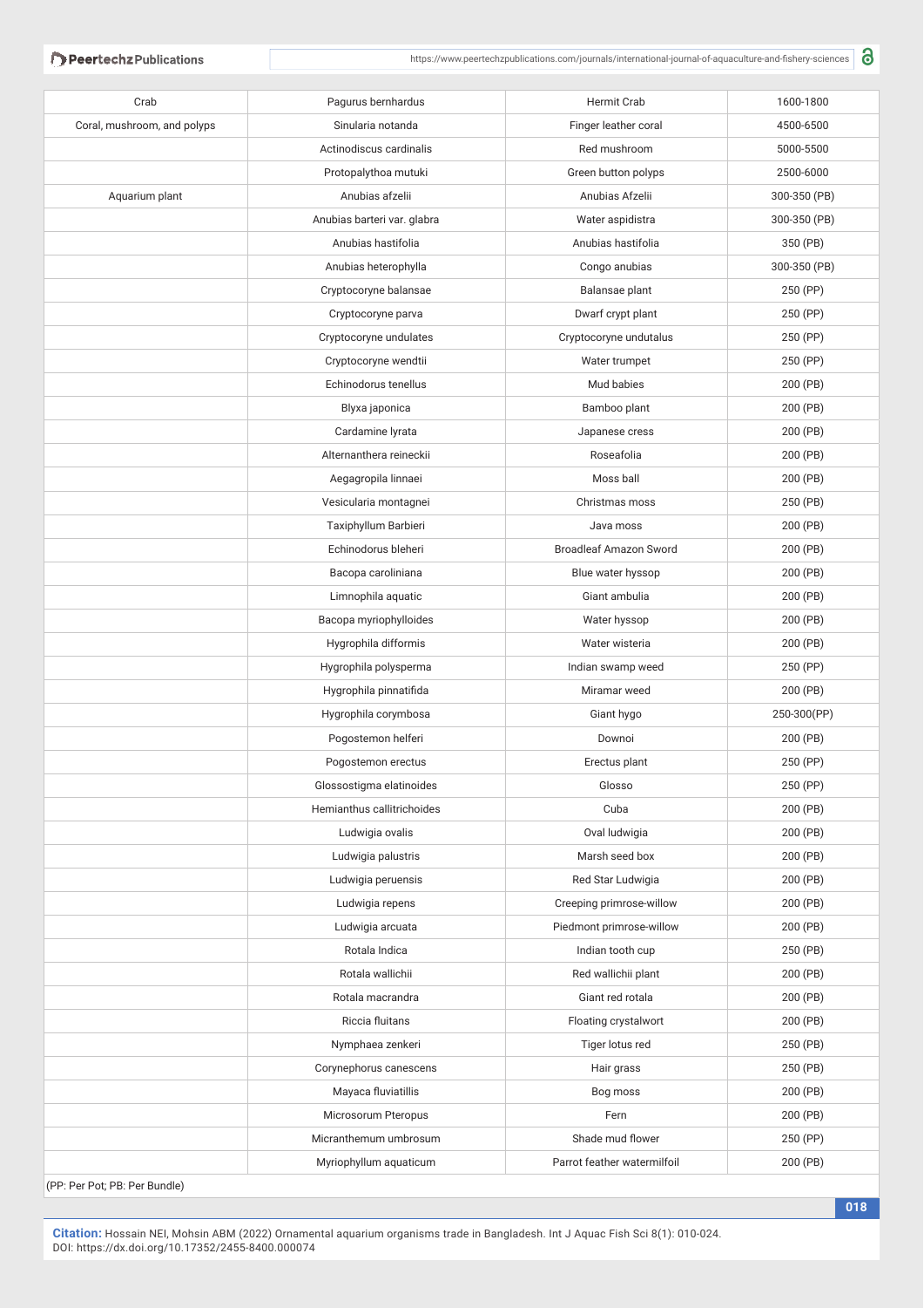| Crab | Pagurus bernhardus | Hermit Crab | 1600-1800 |
|---|---|---|---|
| Coral, mushroom, and polyps | Sinularia notanda | Finger leather coral | 4500-6500 |
| | Actinodiscus cardinalis | Red mushroom | 5000-5500 |
| | Protopalythoa mutuki | Green button polyps | 2500-6000 |
| Aquarium plant | Anubias afzelii | Anubias Afzelii | 300-350 (PB) |
| | Anubias barteri var. glabra | Water aspidistra | 300-350 (PB) |
| | Anubias hastifolia | Anubias hastifolia | 350 (PB) |
| | Anubias heterophylla | Congo anubias | 300-350 (PB) |
| | Cryptocoryne balansae | Balansae plant | 250 (PP) |
| | Cryptocoryne parva | Dwarf crypt plant | 250 (PP) |
| | Cryptocoryne undulates | Cryptocoryne undutalus | 250 (PP) |
| | Cryptocoryne wendtii | Water trumpet | 250 (PP) |
| | Echinodorus tenellus | Mud babies | 200 (PB) |
| | Blyxa japonica | Bamboo plant | 200 (PB) |
| | Cardamine lyrata | Japanese cress | 200 (PB) |
| | Alternanthera reineckii | Roseafolia | 200 (PB) |
| | Aegagropila linnaei | Moss ball | 200 (PB) |
| | Vesicularia montagnei | Christmas moss | 250 (PB) |
| | Taxiphyllum Barbieri | Java moss | 200 (PB) |
| | Echinodorus bleheri | Broadleaf Amazon Sword | 200 (PB) |
| | Bacopa caroliniana | Blue water hyssop | 200 (PB) |
| | Limnophila aquatic | Giant ambulia | 200 (PB) |
| | Bacopa myriophylloides | Water hyssop | 200 (PB) |
| | Hygrophila difformis | Water wisteria | 200 (PB) |
| | Hygrophila polysperma | Indian swamp weed | 250 (PP) |
| | Hygrophila pinnatifida | Miramar weed | 200 (PB) |
| | Hygrophila corymbosa | Giant hygo | 250-300(PP) |
| | Pogostemon helferi | Downoi | 200 (PB) |
| | Pogostemon erectus | Erectus plant | 250 (PP) |
| | Glossostigma elatinoides | Glosso | 250 (PP) |
| | Hemianthus callitrichoides | Cuba | 200 (PB) |
| | Ludwigia ovalis | Oval ludwigia | 200 (PB) |
| | Ludwigia palustris | Marsh seed box | 200 (PB) |
| | Ludwigia peruensis | Red Star Ludwigia | 200 (PB) |
| | Ludwigia repens | Creeping primrose-willow | 200 (PB) |
| | Ludwigia arcuata | Piedmont primrose-willow | 200 (PB) |
| | Rotala Indica | Indian tooth cup | 250 (PB) |
| | Rotala wallichii | Red wallichii plant | 200 (PB) |
| | Rotala macrandra | Giant red rotala | 200 (PB) |
| | Riccia fluitans | Floating crystalwort | 200 (PB) |
| | Nymphaea zenkeri | Tiger lotus red | 250 (PB) |
| | Corynephorus canescens | Hair grass | 250 (PB) |
| | Mayaca fluviatillis | Bog moss | 200 (PB) |
| | Microsorum Pteropus | Fern | 200 (PB) |
| | Micranthemum umbrosum | Shade mud flower | 250 (PP) |
| | Myriophyllum aquaticum | Parrot feather watermilfoil | 200 (PB) |

(PP: Per Pot; PB: Per Bundle)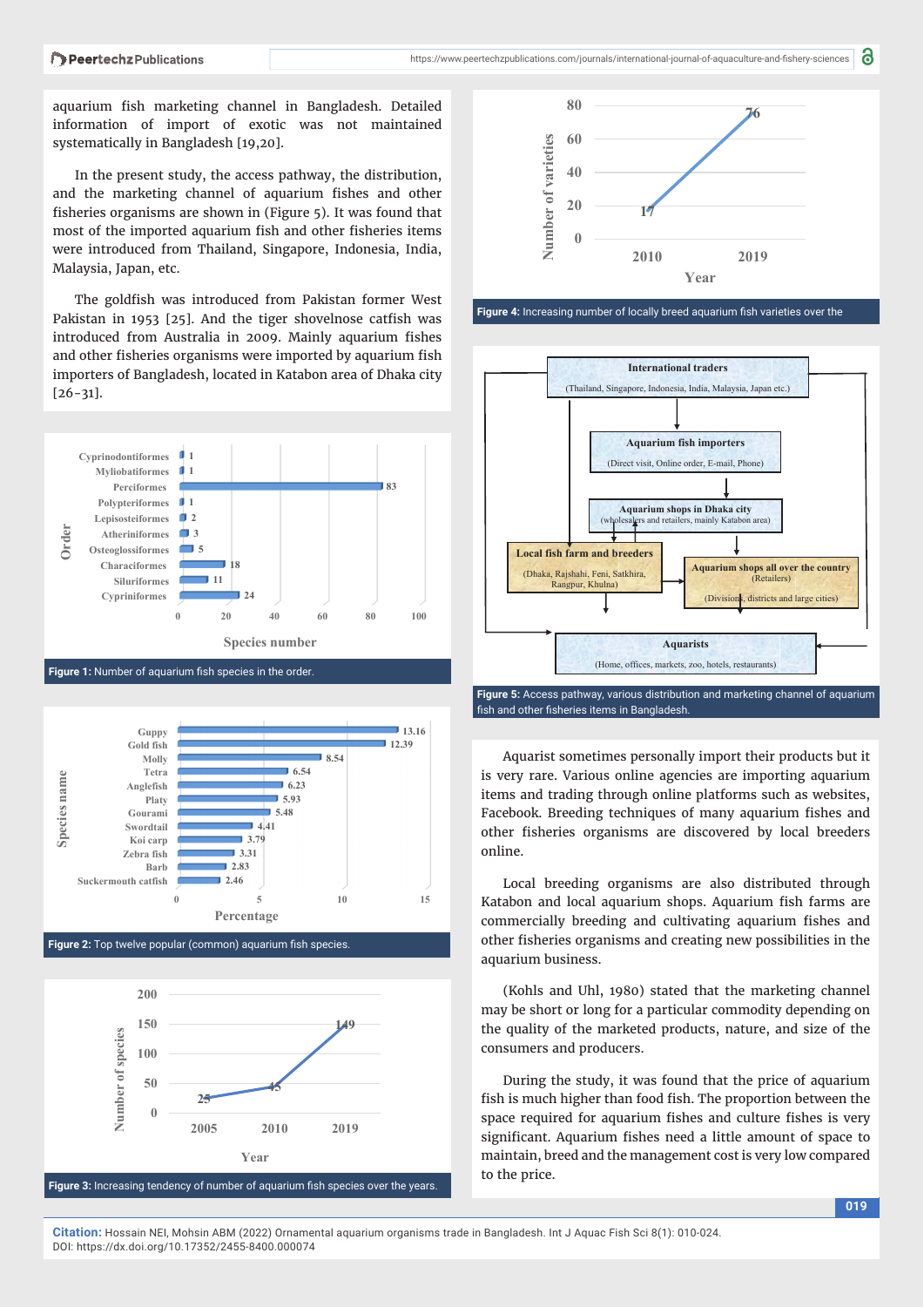aquarium fish marketing channel in Bangladesh. Detailed information of import of exotic was not maintained systematically in Bangladesh [19,20].

In the present study, the access pathway, the distribution, and the marketing channel of aquarium fishes and other fisheries organisms are shown in (Figure 5). It was found that most of the imported aquarium fish and other fisheries items were introduced from Thailand, Singapore, Indonesia, India, Malaysia, Japan, etc.

The goldfish was introduced from Pakistan former West Pakistan in 1953 [25]. And the tiger shovelnose catfish was introduced from Australia in 2009. Mainly aquarium fishes and other fisheries organisms were imported by aquarium fish importers of Bangladesh, located in Katabon area of Dhaka city [26-31].

**Figure 1:** Number of aquarium fish species in the order.

**Figure 2:** Top twelve popular (common) aquarium fish species.

**Figure 3:** Increasing tendency of number of aquarium fish species over the years.

**Figure 4:** Increasing number of locally breed aquarium fish varieties over the

**Figure 5:** Access pathway, various distribution and marketing channel of aquarium fish and other fisheries items in Bangladesh.

Aquarist sometimes personally import their products but it is very rare. Various online agencies are importing aquarium items and trading through online platforms such as websites, Facebook. Breeding techniques of many aquarium fishes and other fisheries organisms are discovered by local breeders online.

Local breeding organisms are also distributed through Katabon and local aquarium shops. Aquarium fish farms are commercially breeding and cultivating aquarium fishes and other fisheries organisms and creating new possibilities in the aquarium business.

(Kohls and Uhl, 1980) stated that the marketing channel may be short or long for a particular commodity depending on the quality of the marketed products, nature, and size of the consumers and producers.

During the study, it was found that the price of aquarium fish is much higher than food fish. The proportion between the space required for aquarium fishes and culture fishes is very significant. Aquarium fishes need a little amount of space to maintain, breed and the management cost is very low compared to the price.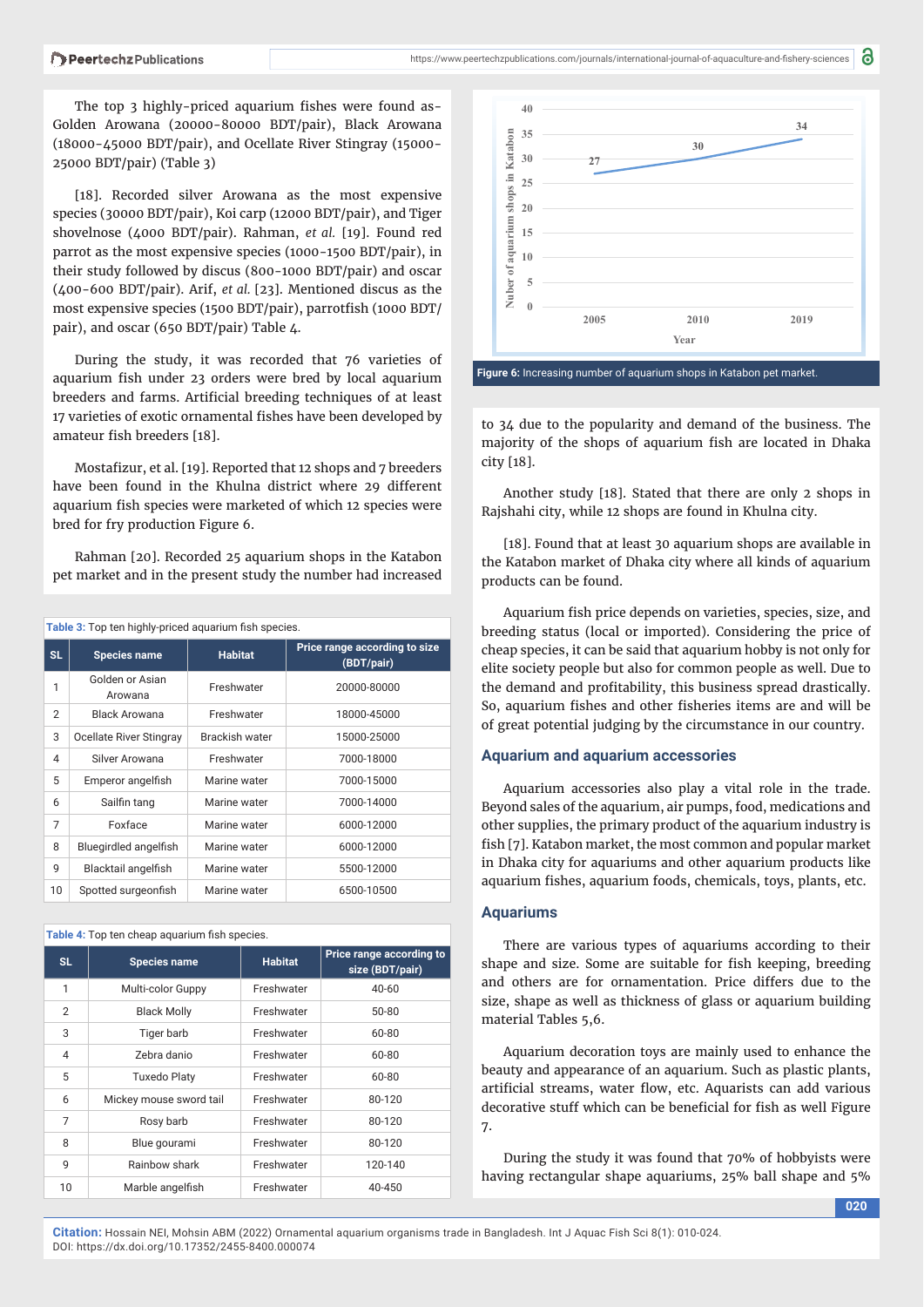The top 3 highly-priced aquarium fishes were found as-Golden Arowana (20000-80000 BDT/pair), Black Arowana (18000-45000 BDT/pair), and Ocellate River Stingray (15000-25000 BDT/pair) (Table 3)

[18]. Recorded silver Arowana as the most expensive species (30000 BDT/pair), Koi carp (12000 BDT/pair), and Tiger shovelnose (4000 BDT/pair). Rahman, *et al.* [19]. Found red parrot as the most expensive species (1000-1500 BDT/pair), in their study followed by discus (800-1000 BDT/pair) and oscar (400-600 BDT/pair). Arif, *et al.* [23]. Mentioned discus as the most expensive species (1500 BDT/pair), parrotfish (1000 BDT/pair), and oscar (650 BDT/pair) Table 4.

During the study, it was recorded that 76 varieties of aquarium fish under 23 orders were bred by local aquarium breeders and farms. Artificial breeding techniques of at least 17 varieties of exotic ornamental fishes have been developed by amateur fish breeders [18].

Mostafizur, et al. [19]. Reported that 12 shops and 7 breeders have been found in the Khulna district where 29 different aquarium fish species were marketed of which 12 species were bred for fry production Figure 6.

Rahman [20]. Recorded 25 aquarium shops in the Katabon pet market and in the present study the number had increased to 34 due to the popularity and demand of the business. The majority of the shops of aquarium fish are located in Dhaka city [18].

**Table 3:** Top ten highly-priced aquarium fish species.

| SL | Species name | Habitat | Price range according to size (BDT/pair) |
|---|---|---|---|
| 1 | Golden or Asian Arowana | Freshwater | 20000-80000 |
| 2 | Black Arowana | Freshwater | 18000-45000 |
| 3 | Ocellate River Stingray | Brackish water | 15000-25000 |
| 4 | Silver Arowana | Freshwater | 7000-18000 |
| 5 | Emperor angelfish | Marine water | 7000-15000 |
| 6 | Sailfin tang | Marine water | 7000-14000 |
| 7 | Foxface | Marine water | 6000-12000 |
| 8 | Bluegirdled angelfish | Marine water | 6000-12000 |
| 9 | Blacktail angelfish | Marine water | 5500-12000 |
| 10 | Spotted surgeonfish | Marine water | 6500-10500 |

**Table 4:** Top ten cheap aquarium fish species.

| SL | Species name | Habitat | Price range according to size (BDT/pair) |
|---|---|---|---|
| 1 | Multi-color Guppy | Freshwater | 40-60 |
| 2 | Black Molly | Freshwater | 50-80 |
| 3 | Tiger barb | Freshwater | 60-80 |
| 4 | Zebra danio | Freshwater | 60-80 |
| 5 | Tuxedo Platy | Freshwater | 60-80 |
| 6 | Mickey mouse sword tail | Freshwater | 80-120 |
| 7 | Rosy barb | Freshwater | 80-120 |
| 8 | Blue gourami | Freshwater | 80-120 |
| 9 | Rainbow shark | Freshwater | 120-140 |
| 10 | Marble angelfish | Freshwater | 40-450 |

**Figure 6:** Increasing number of aquarium shops in Katabon pet market.

Another study [18]. Stated that there are only 2 shops in Rajshahi city, while 12 shops are found in Khulna city.

[18]. Found that at least 30 aquarium shops are available in the Katabon market of Dhaka city where all kinds of aquarium products can be found.

Aquarium fish price depends on varieties, species, size, and breeding status (local or imported). Considering the price of cheap species, it can be said that aquarium hobby is not only for elite society people but also for common people as well. Due to the demand and profitability, this business spread drastically. So, aquarium fishes and other fisheries items are and will be of great potential judging by the circumstance in our country.

## Aquarium and aquarium accessories

Aquarium accessories also play a vital role in the trade. Beyond sales of the aquarium, air pumps, food, medications and other supplies, the primary product of the aquarium industry is fish [7]. Katabon market, the most common and popular market in Dhaka city for aquariums and other aquarium products like aquarium fishes, aquarium foods, chemicals, toys, plants, etc.

## Aquariums

There are various types of aquariums according to their shape and size. Some are suitable for fish keeping, breeding and others are for ornamentation. Price differs due to the size, shape as well as thickness of glass or aquarium building material Tables 5,6.

Aquarium decoration toys are mainly used to enhance the beauty and appearance of an aquarium. Such as plastic plants, artificial streams, water flow, etc. Aquarists can add various decorative stuff which can be beneficial for fish as well Figure 7.

During the study it was found that 70% of hobbyists were having rectangular shape aquariums, 25% ball shape and 5%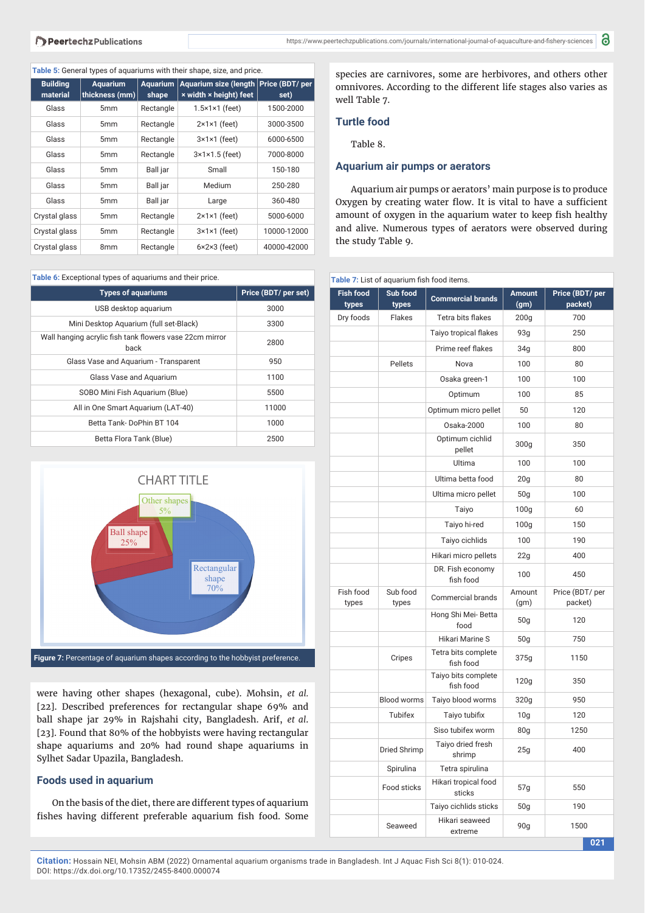Table 5: General types of aquariums with their shape, size, and price.

| Building material | Aquarium thickness (mm) | Aquarium shape | Aquarium size (length × width × height) feet | Price (BDT/ per set) |
|---|---|---|---|---|
| Glass | 5mm | Rectangle | 1.5×1×1 (feet) | 1500-2000 |
| Glass | 5mm | Rectangle | 2×1×1 (feet) | 3000-3500 |
| Glass | 5mm | Rectangle | 3×1×1 (feet) | 6000-6500 |
| Glass | 5mm | Rectangle | 3×1×1.5 (feet) | 7000-8000 |
| Glass | 5mm | Ball jar | Small | 150-180 |
| Glass | 5mm | Ball jar | Medium | 250-280 |
| Glass | 5mm | Ball jar | Large | 360-480 |
| Crystal glass | 5mm | Rectangle | 2×1×1 (feet) | 5000-6000 |
| Crystal glass | 5mm | Rectangle | 3×1×1 (feet) | 10000-12000 |
| Crystal glass | 8mm | Rectangle | 6×2×3 (feet) | 40000-42000 |

Table 6: Exceptional types of aquariums and their price.

| Types of aquariums | Price (BDT/ per set) |
|---|---|
| USB desktop aquarium | 3000 |
| Mini Desktop Aquarium (full set-Black) | 3300 |
| Wall hanging acrylic fish tank flowers vase 22cm mirror back | 2800 |
| Glass Vase and Aquarium - Transparent | 950 |
| Glass Vase and Aquarium | 1100 |
| SOBO Mini Fish Aquarium (Blue) | 5500 |
| All in One Smart Aquarium (LAT-40) | 11000 |
| Betta Tank- DoPhin BT 104 | 1000 |
| Betta Flora Tank (Blue) | 2500 |

CHART TITLE

Other shapes 5%; Ball shape 25%; Rectangular shape 70%

Figure 7: Percentage of aquarium shapes according to the hobbyist preference.

were having other shapes (hexagonal, cube). Mohsin, *et al.* [22]. Described preferences for rectangular shape 69% and ball shape jar 29% in Rajshahi city, Bangladesh. Arif, *et al.* [23]. Found that 80% of the hobbyists were having rectangular shape aquariums and 20% had round shape aquariums in Sylhet Sadar Upazila, Bangladesh.

## Foods used in aquarium

On the basis of the diet, there are different types of aquarium fishes having different preferable aquarium fish food. Some species are carnivores, some are herbivores, and others other omnivores. According to the different life stages also varies as well Table 7.

## Turtle food

Table 8.

## Aquarium air pumps or aerators

Aquarium air pumps or aerators' main purpose is to produce Oxygen by creating water flow. It is vital to have a sufficient amount of oxygen in the aquarium water to keep fish healthy and alive. Numerous types of aerators were observed during the study Table 9.

Table 7: List of aquarium fish food items.

| Fish food types | Sub food types | Commercial brands | Amount (gm) | Price (BDT/ per packet) |
|---|---|---|---|---|
| Dry foods | Flakes | Tetra bits flakes | 200g | 700 |
| | | Taiyo tropical flakes | 93g | 250 |
| | | Prime reef flakes | 34g | 800 |
| | Pellets | Nova | 100 | 80 |
| | | Osaka green-1 | 100 | 100 |
| | | Optimum | 100 | 85 |
| | | Optimum micro pellet | 50 | 120 |
| | | Osaka-2000 | 100 | 80 |
| | | Optimum cichlid pellet | 300g | 350 |
| | | Ultima | 100 | 100 |
| | | Ultima betta food | 20g | 80 |
| | | Ultima micro pellet | 50g | 100 |
| | | Taiyo | 100g | 60 |
| | | Taiyo hi-red | 100g | 150 |
| | | Taiyo cichlids | 100 | 190 |
| | | Hikari micro pellets | 22g | 400 |
| | | DR. Fish economy fish food | 100 | 450 |
| Fish food types | Sub food types | Commercial brands | Amount (gm) | Price (BDT/ per packet) |
| | | Hong Shi Mei- Betta food | 50g | 120 |
| | | Hikari Marine S | 50g | 750 |
| | Cripes | Tetra bits complete fish food | 375g | 1150 |
| | | Taiyo bits complete fish food | 120g | 350 |
| | Blood worms | Taiyo blood worms | 320g | 950 |
| | Tubifex | Taiyo tubifix | 10g | 120 |
| | | Siso tubifex worm | 80g | 1250 |
| | Dried Shrimp | Taiyo dried fresh shrimp | 25g | 400 |
| | Spirulina | Tetra spirulina | | |
| | Food sticks | Hikari tropical food sticks | 57g | 550 |
| | | Taiyo cichlids sticks | 50g | 190 |
| | Seaweed | Hikari seaweed extreme | 90g | 1500 |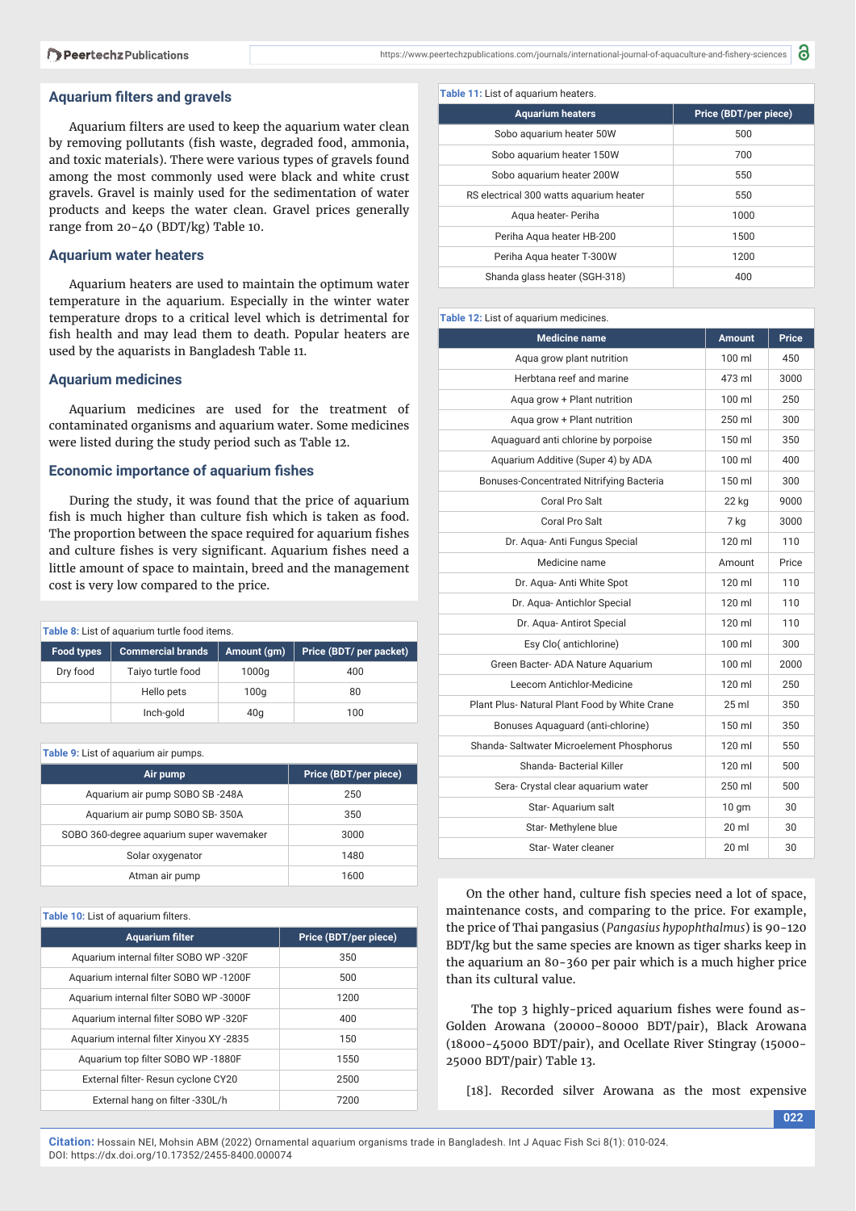## Aquarium filters and gravels

Aquarium filters are used to keep the aquarium water clean by removing pollutants (fish waste, degraded food, ammonia, and toxic materials). There were various types of gravels found among the most commonly used were black and white crust gravels. Gravel is mainly used for the sedimentation of water products and keeps the water clean. Gravel prices generally range from 20-40 (BDT/kg) Table 10.

## Aquarium water heaters

Aquarium heaters are used to maintain the optimum water temperature in the aquarium. Especially in the winter water temperature drops to a critical level which is detrimental for fish health and may lead them to death. Popular heaters are used by the aquarists in Bangladesh Table 11.

## Aquarium medicines

Aquarium medicines are used for the treatment of contaminated organisms and aquarium water. Some medicines were listed during the study period such as Table 12.

## Economic importance of aquarium fishes

During the study, it was found that the price of aquarium fish is much higher than culture fish which is taken as food. The proportion between the space required for aquarium fishes and culture fishes is very significant. Aquarium fishes need a little amount of space to maintain, breed and the management cost is very low compared to the price.

**Table 8:** List of aquarium turtle food items.

| Food types | Commercial brands | Amount (gm) | Price (BDT/ per packet) |
|---|---|---|---|
| Dry food | Taiyo turtle food | 1000g | 400 |
| | Hello pets | 100g | 80 |
| | Inch-gold | 40g | 100 |

**Table 9:** List of aquarium air pumps.

| Air pump | Price (BDT/per piece) |
|---|---|
| Aquarium air pump SOBO SB -248A | 250 |
| Aquarium air pump SOBO SB- 350A | 350 |
| SOBO 360-degree aquarium super wavemaker | 3000 |
| Solar oxygenator | 1480 |
| Atman air pump | 1600 |

**Table 10:** List of aquarium filters.

| Aquarium filter | Price (BDT/per piece) |
|---|---|
| Aquarium internal filter SOBO WP -320F | 350 |
| Aquarium internal filter SOBO WP -1200F | 500 |
| Aquarium internal filter SOBO WP -3000F | 1200 |
| Aquarium internal filter SOBO WP -320F | 400 |
| Aquarium internal filter Xinyou XY -2835 | 150 |
| Aquarium top filter SOBO WP -1880F | 1550 |
| External filter- Resun cyclone CY20 | 2500 |
| External hang on filter -330L/h | 7200 |

**Table 11:** List of aquarium heaters.

| Aquarium heaters | Price (BDT/per piece) |
|---|---|
| Sobo aquarium heater 50W | 500 |
| Sobo aquarium heater 150W | 700 |
| Sobo aquarium heater 200W | 550 |
| RS electrical 300 watts aquarium heater | 550 |
| Aqua heater- Periha | 1000 |
| Periha Aqua heater HB-200 | 1500 |
| Periha Aqua heater T-300W | 1200 |
| Shanda glass heater (SGH-318) | 400 |

**Table 12:** List of aquarium medicines.

| Medicine name | Amount | Price |
|---|---|---|
| Aqua grow plant nutrition | 100 ml | 450 |
| Herbtana reef and marine | 473 ml | 3000 |
| Aqua grow + Plant nutrition | 100 ml | 250 |
| Aqua grow + Plant nutrition | 250 ml | 300 |
| Aquaguard anti chlorine by porpoise | 150 ml | 350 |
| Aquarium Additive (Super 4) by ADA | 100 ml | 400 |
| Bonuses-Concentrated Nitrifying Bacteria | 150 ml | 300 |
| Coral Pro Salt | 22 kg | 9000 |
| Coral Pro Salt | 7 kg | 3000 |
| Dr. Aqua- Anti Fungus Special | 120 ml | 110 |
| Medicine name | Amount | Price |
| Dr. Aqua- Anti White Spot | 120 ml | 110 |
| Dr. Aqua- Antichlor Special | 120 ml | 110 |
| Dr. Aqua- Antirot Special | 120 ml | 110 |
| Esy Clo( antichlorine) | 100 ml | 300 |
| Green Bacter- ADA Nature Aquarium | 100 ml | 2000 |
| Leecom Antichlor-Medicine | 120 ml | 250 |
| Plant Plus- Natural Plant Food by White Crane | 25 ml | 350 |
| Bonuses Aquaguard (anti-chlorine) | 150 ml | 350 |
| Shanda- Saltwater Microelement Phosphorus | 120 ml | 550 |
| Shanda- Bacterial Killer | 120 ml | 500 |
| Sera- Crystal clear aquarium water | 250 ml | 500 |
| Star- Aquarium salt | 10 gm | 30 |
| Star- Methylene blue | 20 ml | 30 |
| Star- Water cleaner | 20 ml | 30 |

On the other hand, culture fish species need a lot of space, maintenance costs, and comparing to the price. For example, the price of Thai pangasius (*Pangasius hypophthalmus*) is 90-120 BDT/kg but the same species are known as tiger sharks keep in the aquarium an 80-360 per pair which is a much higher price than its cultural value.

The top 3 highly-priced aquarium fishes were found as- Golden Arowana (20000-80000 BDT/pair), Black Arowana (18000-45000 BDT/pair), and Ocellate River Stingray (15000-25000 BDT/pair) Table 13.

[18]. Recorded silver Arowana as the most expensive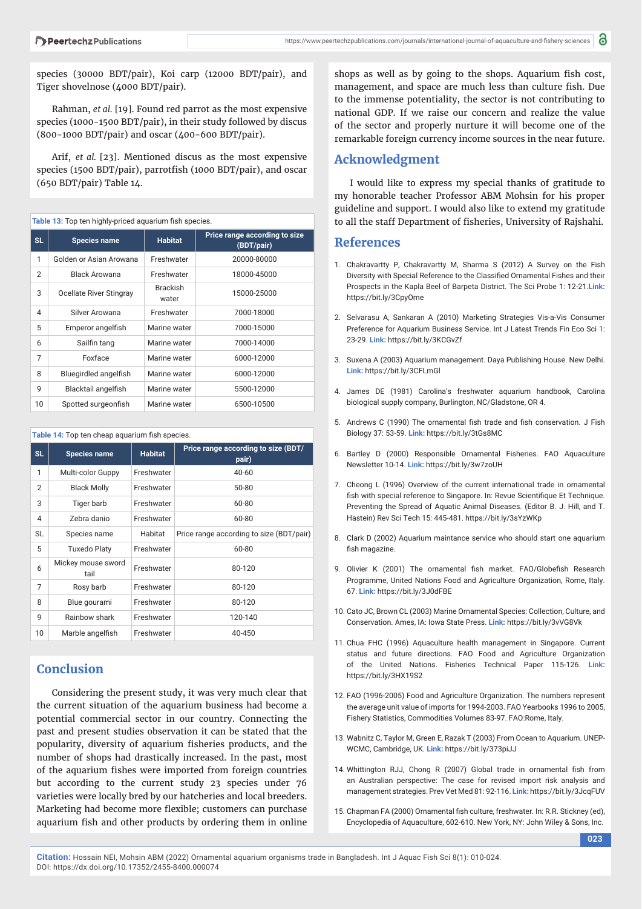species (30000 BDT/pair), Koi carp (12000 BDT/pair), and Tiger shovelnose (4000 BDT/pair).

Rahman, *et al.* [19]. Found red parrot as the most expensive species (1000-1500 BDT/pair), in their study followed by discus (800-1000 BDT/pair) and oscar (400-600 BDT/pair).

Arif, *et al.* [23]. Mentioned discus as the most expensive species (1500 BDT/pair), parrotfish (1000 BDT/pair), and oscar (650 BDT/pair) Table 14.

**Table 13:** Top ten highly-priced aquarium fish species.

| SL | Species name | Habitat | Price range according to size (BDT/pair) |
|---|---|---|---|
| 1 | Golden or Asian Arowana | Freshwater | 20000-80000 |
| 2 | Black Arowana | Freshwater | 18000-45000 |
| 3 | Ocellate River Stingray | Brackish water | 15000-25000 |
| 4 | Silver Arowana | Freshwater | 7000-18000 |
| 5 | Emperor angelfish | Marine water | 7000-15000 |
| 6 | Sailfin tang | Marine water | 7000-14000 |
| 7 | Foxface | Marine water | 6000-12000 |
| 8 | Bluegirdled angelfish | Marine water | 6000-12000 |
| 9 | Blacktail angelfish | Marine water | 5500-12000 |
| 10 | Spotted surgeonfish | Marine water | 6500-10500 |

**Table 14:** Top ten cheap aquarium fish species.

| SL | Species name | Habitat | Price range according to size (BDT/pair) |
|---|---|---|---|
| 1 | Multi-color Guppy | Freshwater | 40-60 |
| 2 | Black Molly | Freshwater | 50-80 |
| 3 | Tiger barb | Freshwater | 60-80 |
| 4 | Zebra danio | Freshwater | 60-80 |
| SL | Species name | Habitat | Price range according to size (BDT/pair) |
| 5 | Tuxedo Platy | Freshwater | 60-80 |
| 6 | Mickey mouse sword tail | Freshwater | 80-120 |
| 7 | Rosy barb | Freshwater | 80-120 |
| 8 | Blue gourami | Freshwater | 80-120 |
| 9 | Rainbow shark | Freshwater | 120-140 |
| 10 | Marble angelfish | Freshwater | 40-450 |

## Conclusion

Considering the present study, it was very much clear that the current situation of the aquarium business had become a potential commercial sector in our country. Connecting the past and present studies observation it can be stated that the popularity, diversity of aquarium fisheries products, and the number of shops had drastically increased. In the past, most of the aquarium fishes were imported from foreign countries but according to the current study 23 species under 76 varieties were locally bred by our hatcheries and local breeders. Marketing had become more flexible; customers can purchase aquarium fish and other products by ordering them in online shops as well as by going to the shops. Aquarium fish cost, management, and space are much less than culture fish. Due to the immense potentiality, the sector is not contributing to national GDP. If we raise our concern and realize the value of the sector and properly nurture it will become one of the remarkable foreign currency income sources in the near future.

## Acknowledgment

I would like to express my special thanks of gratitude to my honorable teacher Professor ABM Mohsin for his proper guideline and support. I would also like to extend my gratitude to all the staff Department of fisheries, University of Rajshahi.

## References

1. Chakravartty P, Chakravartty M, Sharma S (2012) A Survey on the Fish Diversity with Special Reference to the Classified Ornamental Fishes and their Prospects in the Kapla Beel of Barpeta District. The Sci Probe 1: 12-21.**Link:** https://bit.ly/3CpyOme
2. Selvarasu A, Sankaran A (2010) Marketing Strategies Vis-a-Vis Consumer Preference for Aquarium Business Service. Int J Latest Trends Fin Eco Sci 1: 23-29. **Link:** https://bit.ly/3KCGvZf
3. Suxena A (2003) Aquarium management. Daya Publishing House. New Delhi. **Link:** https://bit.ly/3CFLmGl
4. James DE (1981) Carolina's freshwater aquarium handbook, Carolina biological supply company, Burlington, NC/Gladstone, OR 4.
5. Andrews C (1990) The ornamental fish trade and fish conservation. J Fish Biology 37: 53-59. **Link:** https://bit.ly/3tGs8MC
6. Bartley D (2000) Responsible Ornamental Fisheries. FAO Aquaculture Newsletter 10-14. **Link:** https://bit.ly/3w7zoUH
7. Cheong L (1996) Overview of the current international trade in ornamental fish with special reference to Singapore. In: Revue Scientifique Et Technique. Preventing the Spread of Aquatic Animal Diseases. (Editor B. J. Hill, and T. Hastein) Rev Sci Tech 15: 445-481. https://bit.ly/3sYzWKp
8. Clark D (2002) Aquarium maintance service who should start one aquarium fish magazine.
9. Olivier K (2001) The ornamental fish market. FAO/Globefish Research Programme, United Nations Food and Agriculture Organization, Rome, Italy. 67. **Link:** https://bit.ly/3J0dFBE
10. Cato JC, Brown CL (2003) Marine Ornamental Species: Collection, Culture, and Conservation. Ames, IA: Iowa State Press. **Link:** https://bit.ly/3vVG8Vk
11. Chua FHC (1996) Aquaculture health management in Singapore. Current status and future directions. FAO Food and Agriculture Organization of the United Nations. Fisheries Technical Paper 115-126. **Link:** https://bit.ly/3HX19S2
12. FAO (1996-2005) Food and Agriculture Organization. The numbers represent the average unit value of imports for 1994-2003. FAO Yearbooks 1996 to 2005, Fishery Statistics, Commodities Volumes 83-97. FAO:Rome, Italy.
13. Wabnitz C, Taylor M, Green E, Razak T (2003) From Ocean to Aquarium. UNEP-WCMC, Cambridge, UK. **Link:** https://bit.ly/373piJJ
14. Whittington RJJ, Chong R (2007) Global trade in ornamental fish from an Australian perspective: The case for revised import risk analysis and management strategies. Prev Vet Med 81: 92-116. **Link:** https://bit.ly/3JcqFUV
15. Chapman FA (2000) Ornamental fish culture, freshwater. In: R.R. Stickney (ed), Encyclopedia of Aquaculture, 602-610. New York, NY: John Wiley & Sons, Inc.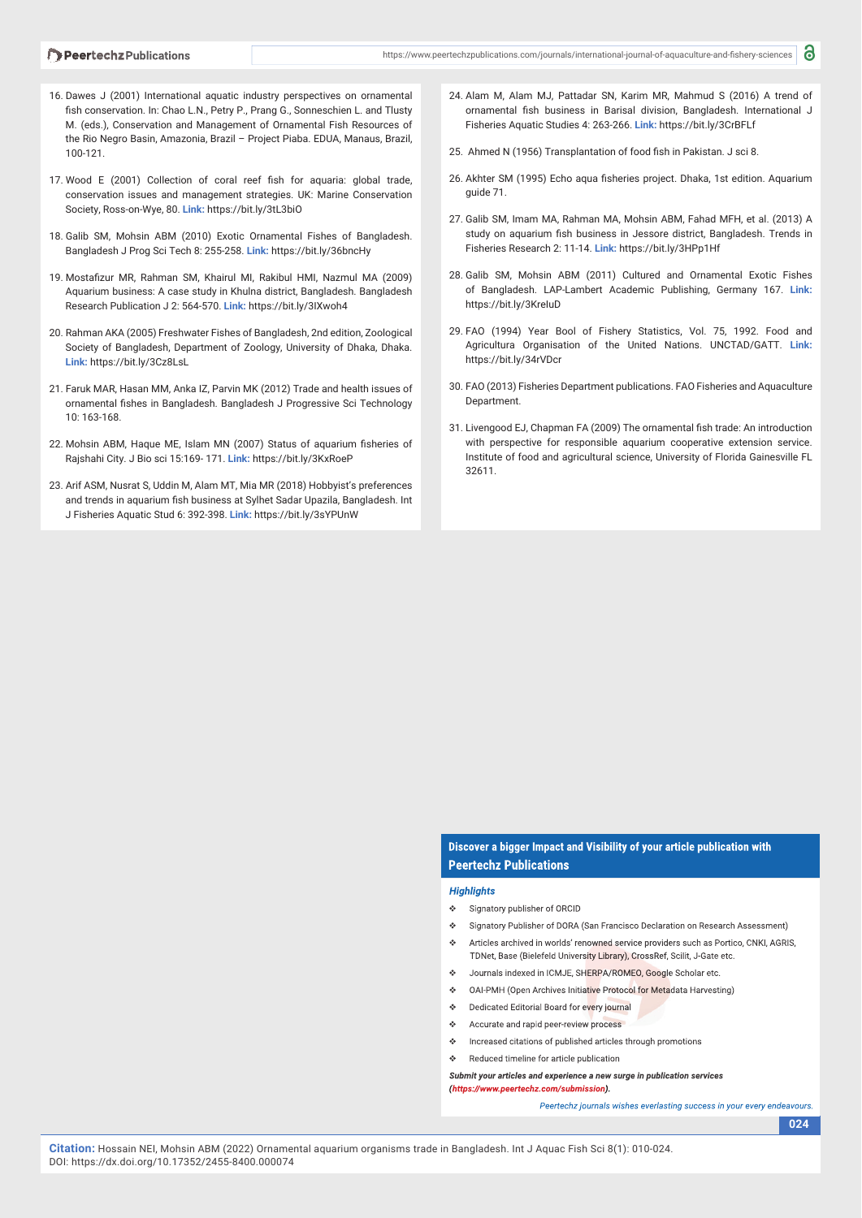16. Dawes J (2001) International aquatic industry perspectives on ornamental fish conservation. In: Chao L.N., Petry P., Prang G., Sonneschien L. and Tlusty M. (eds.), Conservation and Management of Ornamental Fish Resources of the Rio Negro Basin, Amazonia, Brazil – Project Piaba. EDUA, Manaus, Brazil, 100-121.

17. Wood E (2001) Collection of coral reef fish for aquaria: global trade, conservation issues and management strategies. UK: Marine Conservation Society, Ross-on-Wye, 80. **Link:** https://bit.ly/3tL3biO

18. Galib SM, Mohsin ABM (2010) Exotic Ornamental Fishes of Bangladesh. Bangladesh J Prog Sci Tech 8: 255-258. **Link:** https://bit.ly/36bncHy

19. Mostafizur MR, Rahman SM, Khairul MI, Rakibul HMI, Nazmul MA (2009) Aquarium business: A case study in Khulna district, Bangladesh. Bangladesh Research Publication J 2: 564-570. **Link:** https://bit.ly/3IXwoh4

20. Rahman AKA (2005) Freshwater Fishes of Bangladesh, 2nd edition, Zoological Society of Bangladesh, Department of Zoology, University of Dhaka, Dhaka. **Link:** https://bit.ly/3Cz8LsL

21. Faruk MAR, Hasan MM, Anka IZ, Parvin MK (2012) Trade and health issues of ornamental fishes in Bangladesh. Bangladesh J Progressive Sci Technology 10: 163-168.

22. Mohsin ABM, Haque ME, Islam MN (2007) Status of aquarium fisheries of Rajshahi City. J Bio sci 15:169- 171. **Link:** https://bit.ly/3KxRoeP

23. Arif ASM, Nusrat S, Uddin M, Alam MT, Mia MR (2018) Hobbyist's preferences and trends in aquarium fish business at Sylhet Sadar Upazila, Bangladesh. Int J Fisheries Aquatic Stud 6: 392-398. **Link:** https://bit.ly/3sYPUnW

24. Alam M, Alam MJ, Pattadar SN, Karim MR, Mahmud S (2016) A trend of ornamental fish business in Barisal division, Bangladesh. International J Fisheries Aquatic Studies 4: 263-266. **Link:** https://bit.ly/3CrBFLf

25. Ahmed N (1956) Transplantation of food fish in Pakistan. J sci 8.

26. Akhter SM (1995) Echo aqua fisheries project. Dhaka, 1st edition. Aquarium guide 71.

27. Galib SM, Imam MA, Rahman MA, Mohsin ABM, Fahad MFH, et al. (2013) A study on aquarium fish business in Jessore district, Bangladesh. Trends in Fisheries Research 2: 11-14. **Link:** https://bit.ly/3HPp1Hf

28. Galib SM, Mohsin ABM (2011) Cultured and Ornamental Exotic Fishes of Bangladesh. LAP-Lambert Academic Publishing, Germany 167. **Link:** https://bit.ly/3KreIuD

29. FAO (1994) Year Bool of Fishery Statistics, Vol. 75, 1992. Food and Agricultura Organisation of the United Nations. UNCTAD/GATT. **Link:** https://bit.ly/34rVDcr

30. FAO (2013) Fisheries Department publications. FAO Fisheries and Aquaculture Department.

31. Livengood EJ, Chapman FA (2009) The ornamental fish trade: An introduction with perspective for responsible aquarium cooperative extension service. Institute of food and agricultural science, University of Florida Gainesville FL 32611.

**Discover a bigger Impact and Visibility of your article publication with Peertechz Publications**

***Highlights***

- Signatory publisher of ORCID
- Signatory Publisher of DORA (San Francisco Declaration on Research Assessment)
- Articles archived in worlds' renowned service providers such as Portico, CNKI, AGRIS, TDNet, Base (Bielefeld University Library), CrossRef, Scilit, J-Gate etc.
- Journals indexed in ICMJE, SHERPA/ROMEO, Google Scholar etc.
- OAI-PMH (Open Archives Initiative Protocol for Metadata Harvesting)
- Dedicated Editorial Board for every journal
- Accurate and rapid peer-review process
- Increased citations of published articles through promotions
- Reduced timeline for article publication

***Submit your articles and experience a new surge in publication services (https://www.peertechz.com/submission).***

*Peertechz journals wishes everlasting success in your every endeavours.*

**Citation:** Hossain NEI, Mohsin ABM (2022) Ornamental aquarium organisms trade in Bangladesh. Int J Aquac Fish Sci 8(1): 010-024. DOI: https://dx.doi.org/10.17352/2455-8400.000074